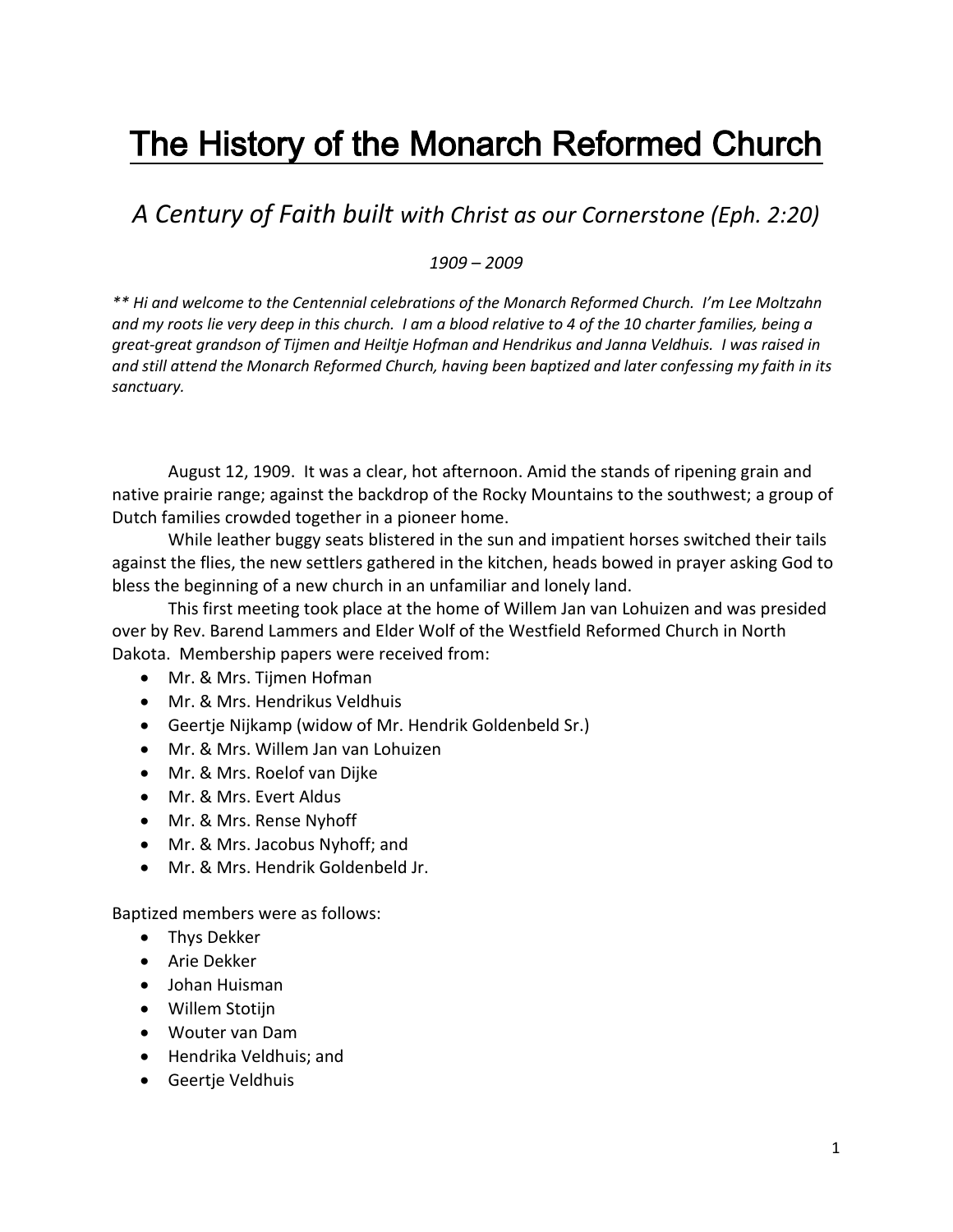# The History of the Monarch Reformed Church

## *A Century of Faith built with Christ as our Cornerstone (Eph. 2:20)*

*1909 – 2009*

*** Hi and welcome to the Centennial celebrations of the Monarch Reformed Church. I'm Lee Moltzahn and my roots lie very deep in this church. I am a blood relative to 4 of the 10 charter families, being a great-great grandson of Tijmen and Heiltje Hofman and Hendrikus and Janna Veldhuis. I was raised in and still attend the Monarch Reformed Church, having been baptized and later confessing my faith in its sanctuary.*

August 12, 1909. It was a clear, hot afternoon. Amid the stands of ripening grain and native prairie range; against the backdrop of the Rocky Mountains to the southwest; a group of Dutch families crowded together in a pioneer home.

While leather buggy seats blistered in the sun and impatient horses switched their tails against the flies, the new settlers gathered in the kitchen, heads bowed in prayer asking God to bless the beginning of a new church in an unfamiliar and lonely land.

This first meeting took place at the home of Willem Jan van Lohuizen and was presided over by Rev. Barend Lammers and Elder Wolf of the Westfield Reformed Church in North Dakota. Membership papers were received from:

- Mr. & Mrs. Tijmen Hofman
- Mr. & Mrs. Hendrikus Veldhuis
- Geertje Nijkamp (widow of Mr. Hendrik Goldenbeld Sr.)
- Mr. & Mrs. Willem Jan van Lohuizen
- Mr. & Mrs. Roelof van Dijke
- Mr. & Mrs. Evert Aldus
- Mr. & Mrs. Rense Nyhoff
- Mr. & Mrs. Jacobus Nyhoff; and
- Mr. & Mrs. Hendrik Goldenbeld Jr.

Baptized members were as follows:

- Thys Dekker
- Arie Dekker
- Johan Huisman
- Willem Stotijn
- Wouter van Dam
- Hendrika Veldhuis; and
- Geertje Veldhuis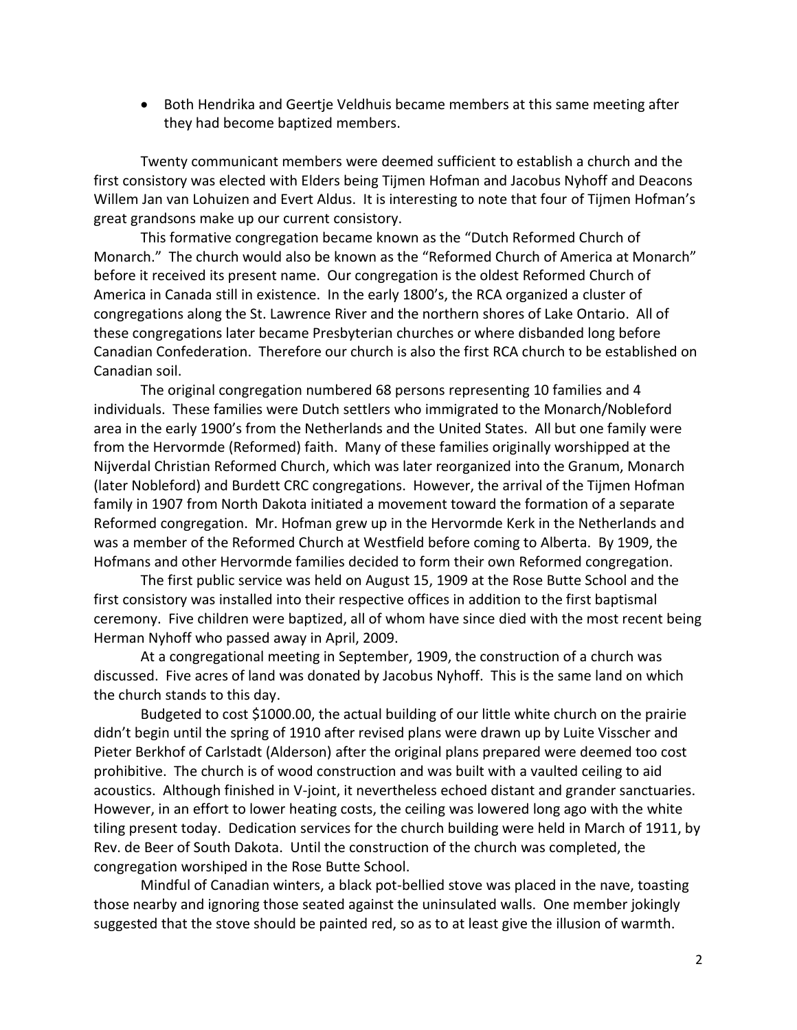- Both Hendrika and Geertje Veldhuis became members at this same meeting after they had become baptized members.

Twenty communicant members were deemed sufficient to establish a church and the first consistory was elected with Elders being Tijmen Hofman and Jacobus Nyhoff and Deacons Willem Jan van Lohuizen and Evert Aldus. It is interesting to note that four of Tijmen Hofman's great grandsons make up our current consistory.

This formative congregation became known as the "Dutch Reformed Church of Monarch." The church would also be known as the "Reformed Church of America at Monarch" before it received its present name. Our congregation is the oldest Reformed Church of America in Canada still in existence. In the early 1800's, the RCA organized a cluster of congregations along the St. Lawrence River and the northern shores of Lake Ontario. All of these congregations later became Presbyterian churches or where disbanded long before Canadian Confederation. Therefore our church is also the first RCA church to be established on Canadian soil.

The original congregation numbered 68 persons representing 10 families and 4 individuals. These families were Dutch settlers who immigrated to the Monarch/Nobleford area in the early 1900's from the Netherlands and the United States. All but one family were from the Hervormde (Reformed) faith. Many of these families originally worshipped at the Nijverdal Christian Reformed Church, which was later reorganized into the Granum, Monarch (later Nobleford) and Burdett CRC congregations. However, the arrival of the Tijmen Hofman family in 1907 from North Dakota initiated a movement toward the formation of a separate Reformed congregation. Mr. Hofman grew up in the Hervormde Kerk in the Netherlands and was a member of the Reformed Church at Westfield before coming to Alberta. By 1909, the Hofmans and other Hervormde families decided to form their own Reformed congregation.

The first public service was held on August 15, 1909 at the Rose Butte School and the first consistory was installed into their respective offices in addition to the first baptismal ceremony. Five children were baptized, all of whom have since died with the most recent being Herman Nyhoff who passed away in April, 2009.

At a congregational meeting in September, 1909, the construction of a church was discussed. Five acres of land was donated by Jacobus Nyhoff. This is the same land on which the church stands to this day.

Budgeted to cost $1000.00, the actual building of our little white church on the prairie didn't begin until the spring of 1910 after revised plans were drawn up by Luite Visscher and Pieter Berkhof of Carlstadt (Alderson) after the original plans prepared were deemed too cost prohibitive. The church is of wood construction and was built with a vaulted ceiling to aid acoustics. Although finished in V-joint, it nevertheless echoed distant and grander sanctuaries. However, in an effort to lower heating costs, the ceiling was lowered long ago with the white tiling present today. Dedication services for the church building were held in March of 1911, by Rev. de Beer of South Dakota. Until the construction of the church was completed, the congregation worshiped in the Rose Butte School.

Mindful of Canadian winters, a black pot-bellied stove was placed in the nave, toasting those nearby and ignoring those seated against the uninsulated walls. One member jokingly suggested that the stove should be painted red, so as to at least give the illusion of warmth.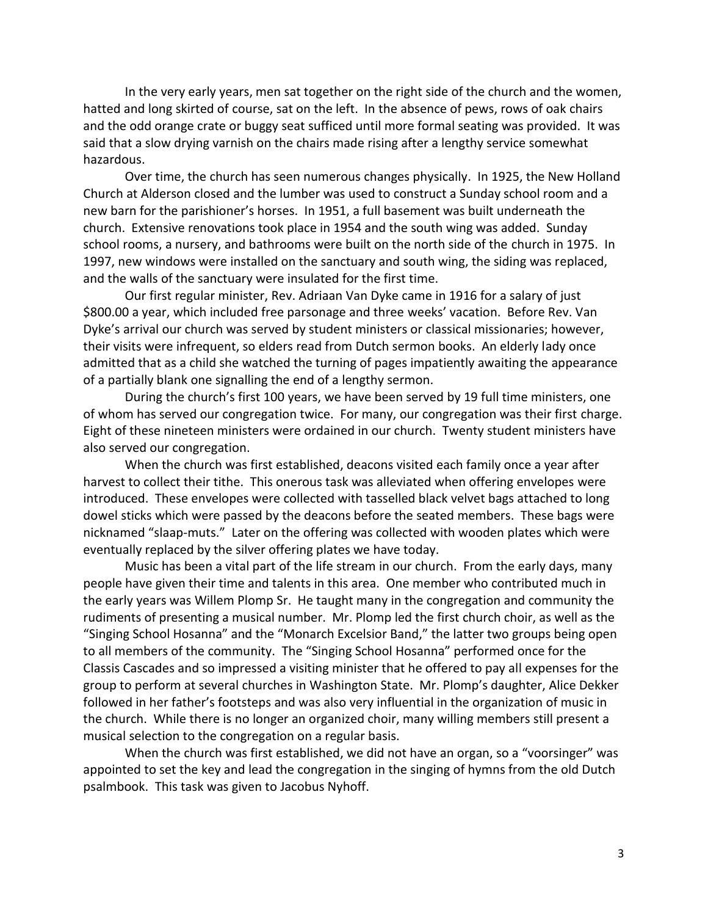In the very early years, men sat together on the right side of the church and the women, hatted and long skirted of course, sat on the left. In the absence of pews, rows of oak chairs and the odd orange crate or buggy seat sufficed until more formal seating was provided. It was said that a slow drying varnish on the chairs made rising after a lengthy service somewhat hazardous.

Over time, the church has seen numerous changes physically. In 1925, the New Holland Church at Alderson closed and the lumber was used to construct a Sunday school room and a new barn for the parishioner's horses. In 1951, a full basement was built underneath the church. Extensive renovations took place in 1954 and the south wing was added. Sunday school rooms, a nursery, and bathrooms were built on the north side of the church in 1975. In 1997, new windows were installed on the sanctuary and south wing, the siding was replaced, and the walls of the sanctuary were insulated for the first time.

Our first regular minister, Rev. Adriaan Van Dyke came in 1916 for a salary of just $800.00 a year, which included free parsonage and three weeks' vacation. Before Rev. Van Dyke's arrival our church was served by student ministers or classical missionaries; however, their visits were infrequent, so elders read from Dutch sermon books. An elderly lady once admitted that as a child she watched the turning of pages impatiently awaiting the appearance of a partially blank one signalling the end of a lengthy sermon.

During the church's first 100 years, we have been served by 19 full time ministers, one of whom has served our congregation twice. For many, our congregation was their first charge. Eight of these nineteen ministers were ordained in our church. Twenty student ministers have also served our congregation.

When the church was first established, deacons visited each family once a year after harvest to collect their tithe. This onerous task was alleviated when offering envelopes were introduced. These envelopes were collected with tasselled black velvet bags attached to long dowel sticks which were passed by the deacons before the seated members. These bags were nicknamed "slaap-muts." Later on the offering was collected with wooden plates which were eventually replaced by the silver offering plates we have today.

Music has been a vital part of the life stream in our church. From the early days, many people have given their time and talents in this area. One member who contributed much in the early years was Willem Plomp Sr. He taught many in the congregation and community the rudiments of presenting a musical number. Mr. Plomp led the first church choir, as well as the "Singing School Hosanna" and the "Monarch Excelsior Band," the latter two groups being open to all members of the community. The "Singing School Hosanna" performed once for the Classis Cascades and so impressed a visiting minister that he offered to pay all expenses for the group to perform at several churches in Washington State. Mr. Plomp's daughter, Alice Dekker followed in her father's footsteps and was also very influential in the organization of music in the church. While there is no longer an organized choir, many willing members still present a musical selection to the congregation on a regular basis.

When the church was first established, we did not have an organ, so a "voorsinger" was appointed to set the key and lead the congregation in the singing of hymns from the old Dutch psalmbook. This task was given to Jacobus Nyhoff.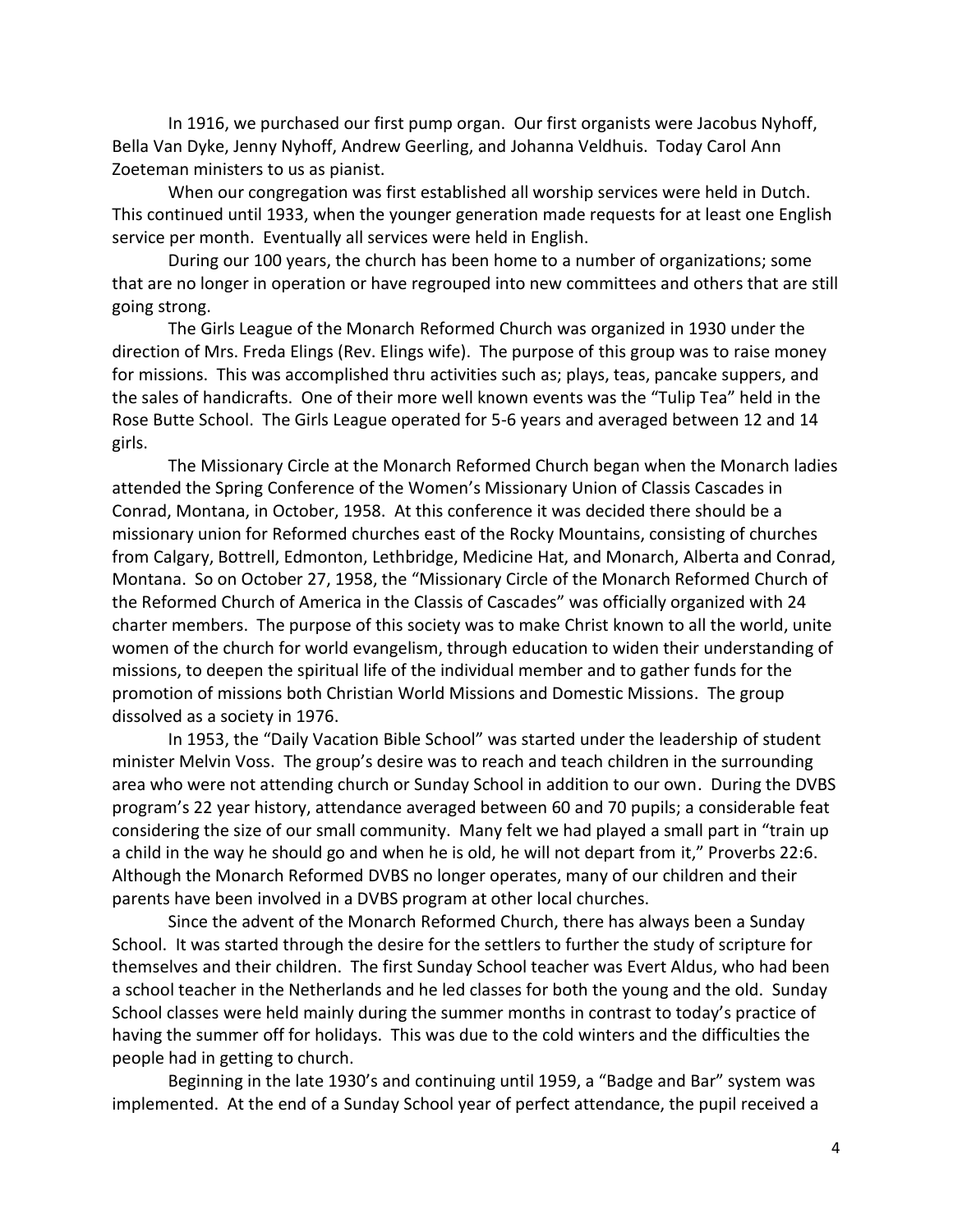In 1916, we purchased our first pump organ. Our first organists were Jacobus Nyhoff, Bella Van Dyke, Jenny Nyhoff, Andrew Geerling, and Johanna Veldhuis. Today Carol Ann Zoeteman ministers to us as pianist.

When our congregation was first established all worship services were held in Dutch. This continued until 1933, when the younger generation made requests for at least one English service per month. Eventually all services were held in English.

During our 100 years, the church has been home to a number of organizations; some that are no longer in operation or have regrouped into new committees and others that are still going strong.

The Girls League of the Monarch Reformed Church was organized in 1930 under the direction of Mrs. Freda Elings (Rev. Elings wife). The purpose of this group was to raise money for missions. This was accomplished thru activities such as; plays, teas, pancake suppers, and the sales of handicrafts. One of their more well known events was the "Tulip Tea" held in the Rose Butte School. The Girls League operated for 5-6 years and averaged between 12 and 14 girls.

The Missionary Circle at the Monarch Reformed Church began when the Monarch ladies attended the Spring Conference of the Women's Missionary Union of Classis Cascades in Conrad, Montana, in October, 1958. At this conference it was decided there should be a missionary union for Reformed churches east of the Rocky Mountains, consisting of churches from Calgary, Bottrell, Edmonton, Lethbridge, Medicine Hat, and Monarch, Alberta and Conrad, Montana. So on October 27, 1958, the "Missionary Circle of the Monarch Reformed Church of the Reformed Church of America in the Classis of Cascades" was officially organized with 24 charter members. The purpose of this society was to make Christ known to all the world, unite women of the church for world evangelism, through education to widen their understanding of missions, to deepen the spiritual life of the individual member and to gather funds for the promotion of missions both Christian World Missions and Domestic Missions. The group dissolved as a society in 1976.

In 1953, the "Daily Vacation Bible School" was started under the leadership of student minister Melvin Voss. The group's desire was to reach and teach children in the surrounding area who were not attending church or Sunday School in addition to our own. During the DVBS program's 22 year history, attendance averaged between 60 and 70 pupils; a considerable feat considering the size of our small community. Many felt we had played a small part in "train up a child in the way he should go and when he is old, he will not depart from it," Proverbs 22:6. Although the Monarch Reformed DVBS no longer operates, many of our children and their parents have been involved in a DVBS program at other local churches.

Since the advent of the Monarch Reformed Church, there has always been a Sunday School. It was started through the desire for the settlers to further the study of scripture for themselves and their children. The first Sunday School teacher was Evert Aldus, who had been a school teacher in the Netherlands and he led classes for both the young and the old. Sunday School classes were held mainly during the summer months in contrast to today's practice of having the summer off for holidays. This was due to the cold winters and the difficulties the people had in getting to church.

Beginning in the late 1930's and continuing until 1959, a "Badge and Bar" system was implemented. At the end of a Sunday School year of perfect attendance, the pupil received a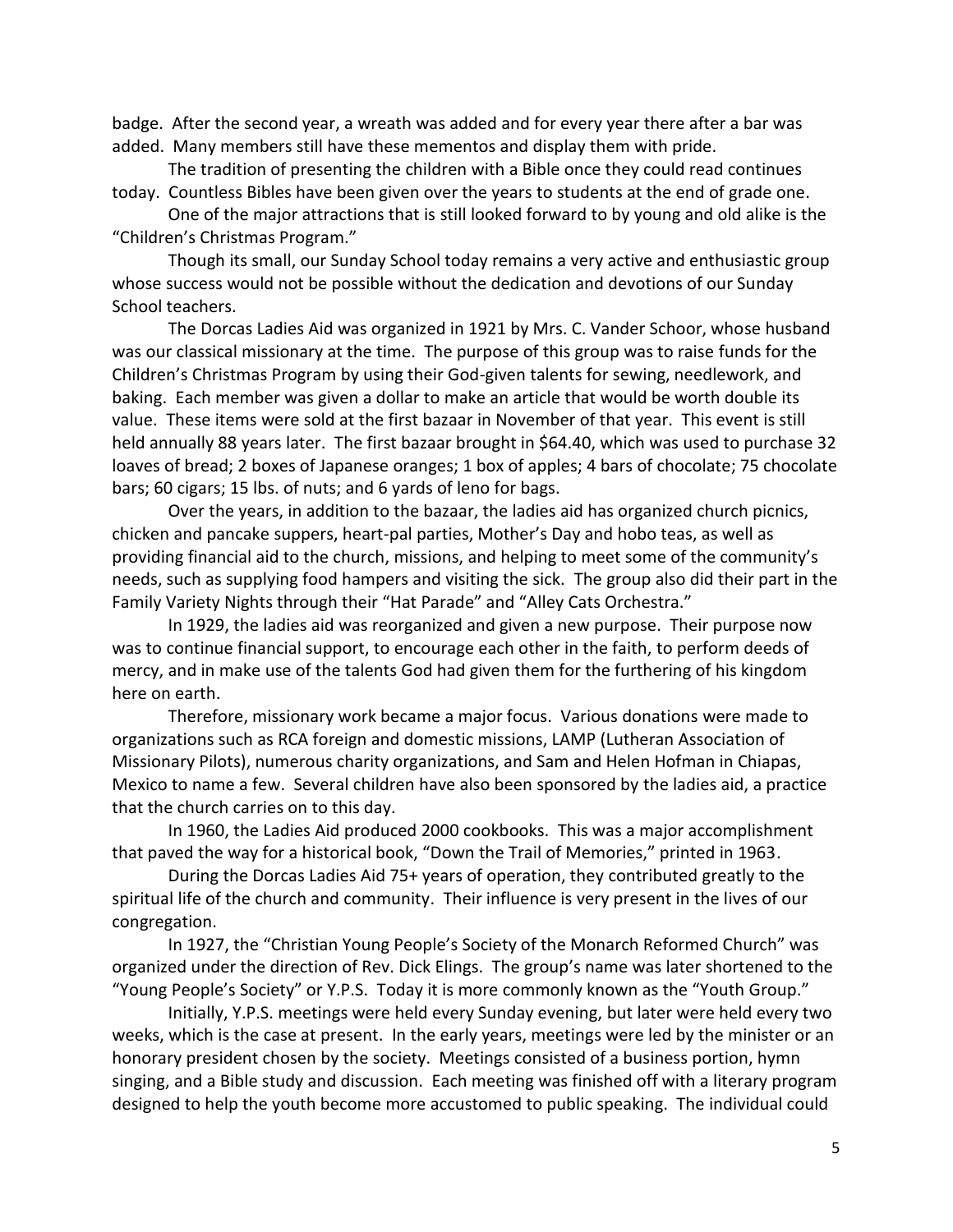badge. After the second year, a wreath was added and for every year there after a bar was added. Many members still have these mementos and display them with pride.

The tradition of presenting the children with a Bible once they could read continues today. Countless Bibles have been given over the years to students at the end of grade one.

One of the major attractions that is still looked forward to by young and old alike is the "Children's Christmas Program."

Though its small, our Sunday School today remains a very active and enthusiastic group whose success would not be possible without the dedication and devotions of our Sunday School teachers.

The Dorcas Ladies Aid was organized in 1921 by Mrs. C. Vander Schoor, whose husband was our classical missionary at the time. The purpose of this group was to raise funds for the Children's Christmas Program by using their God-given talents for sewing, needlework, and baking. Each member was given a dollar to make an article that would be worth double its value. These items were sold at the first bazaar in November of that year. This event is still held annually 88 years later. The first bazaar brought in $64.40, which was used to purchase 32 loaves of bread; 2 boxes of Japanese oranges; 1 box of apples; 4 bars of chocolate; 75 chocolate bars; 60 cigars; 15 lbs. of nuts; and 6 yards of leno for bags.

Over the years, in addition to the bazaar, the ladies aid has organized church picnics, chicken and pancake suppers, heart-pal parties, Mother's Day and hobo teas, as well as providing financial aid to the church, missions, and helping to meet some of the community's needs, such as supplying food hampers and visiting the sick. The group also did their part in the Family Variety Nights through their "Hat Parade" and "Alley Cats Orchestra."

In 1929, the ladies aid was reorganized and given a new purpose. Their purpose now was to continue financial support, to encourage each other in the faith, to perform deeds of mercy, and in make use of the talents God had given them for the furthering of his kingdom here on earth.

Therefore, missionary work became a major focus. Various donations were made to organizations such as RCA foreign and domestic missions, LAMP (Lutheran Association of Missionary Pilots), numerous charity organizations, and Sam and Helen Hofman in Chiapas, Mexico to name a few. Several children have also been sponsored by the ladies aid, a practice that the church carries on to this day.

In 1960, the Ladies Aid produced 2000 cookbooks. This was a major accomplishment that paved the way for a historical book, "Down the Trail of Memories," printed in 1963.

During the Dorcas Ladies Aid 75+ years of operation, they contributed greatly to the spiritual life of the church and community. Their influence is very present in the lives of our congregation.

In 1927, the "Christian Young People's Society of the Monarch Reformed Church" was organized under the direction of Rev. Dick Elings. The group's name was later shortened to the "Young People's Society" or Y.P.S. Today it is more commonly known as the "Youth Group."

Initially, Y.P.S. meetings were held every Sunday evening, but later were held every two weeks, which is the case at present. In the early years, meetings were led by the minister or an honorary president chosen by the society. Meetings consisted of a business portion, hymn singing, and a Bible study and discussion. Each meeting was finished off with a literary program designed to help the youth become more accustomed to public speaking. The individual could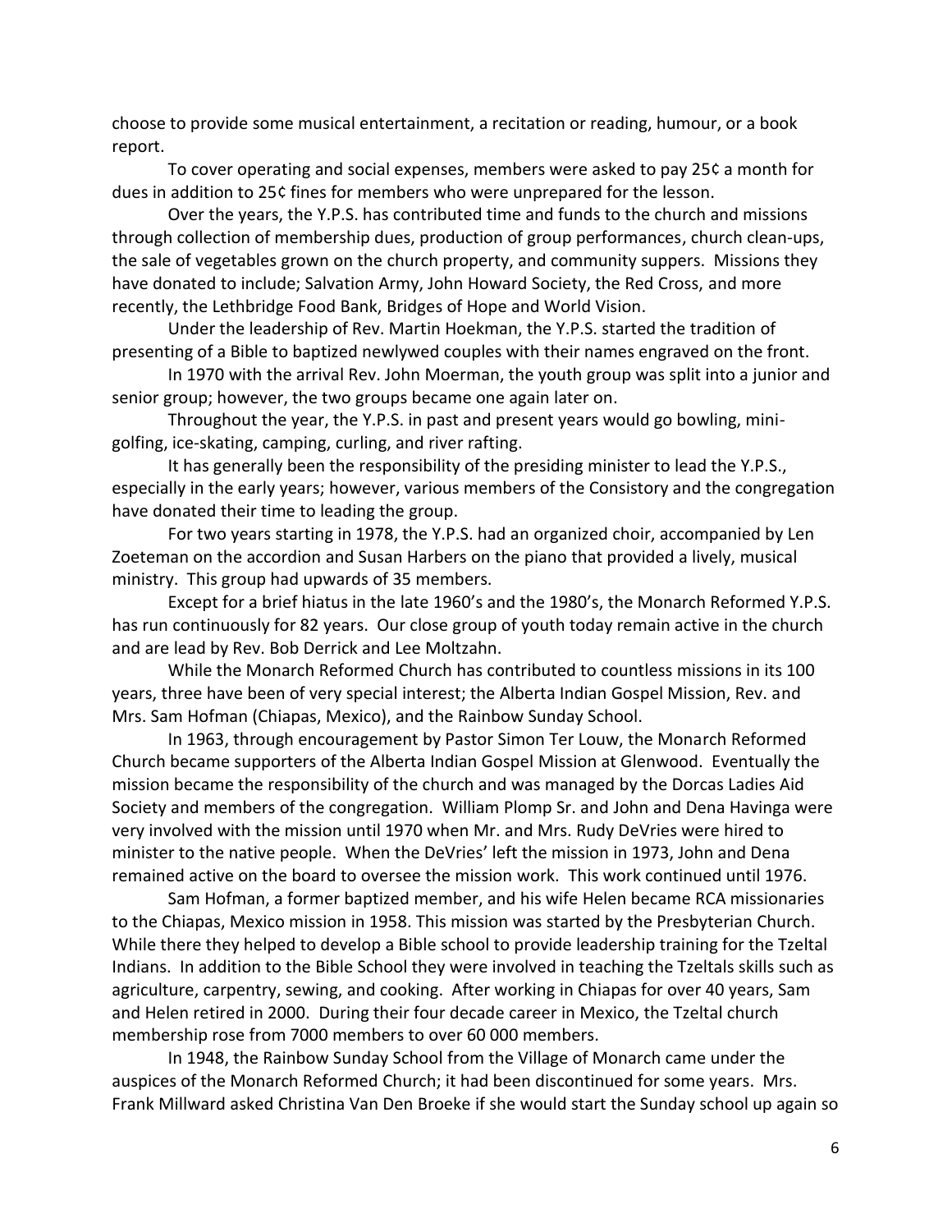choose to provide some musical entertainment, a recitation or reading, humour, or a book report.

To cover operating and social expenses, members were asked to pay 25¢ a month for dues in addition to 25¢ fines for members who were unprepared for the lesson.

Over the years, the Y.P.S. has contributed time and funds to the church and missions through collection of membership dues, production of group performances, church clean-ups, the sale of vegetables grown on the church property, and community suppers. Missions they have donated to include; Salvation Army, John Howard Society, the Red Cross, and more recently, the Lethbridge Food Bank, Bridges of Hope and World Vision.

Under the leadership of Rev. Martin Hoekman, the Y.P.S. started the tradition of presenting of a Bible to baptized newlywed couples with their names engraved on the front.

In 1970 with the arrival Rev. John Moerman, the youth group was split into a junior and senior group; however, the two groups became one again later on.

Throughout the year, the Y.P.S. in past and present years would go bowling, mini-golfing, ice-skating, camping, curling, and river rafting.

It has generally been the responsibility of the presiding minister to lead the Y.P.S., especially in the early years; however, various members of the Consistory and the congregation have donated their time to leading the group.

For two years starting in 1978, the Y.P.S. had an organized choir, accompanied by Len Zoeteman on the accordion and Susan Harbers on the piano that provided a lively, musical ministry. This group had upwards of 35 members.

Except for a brief hiatus in the late 1960's and the 1980's, the Monarch Reformed Y.P.S. has run continuously for 82 years. Our close group of youth today remain active in the church and are lead by Rev. Bob Derrick and Lee Moltzahn.

While the Monarch Reformed Church has contributed to countless missions in its 100 years, three have been of very special interest; the Alberta Indian Gospel Mission, Rev. and Mrs. Sam Hofman (Chiapas, Mexico), and the Rainbow Sunday School.

In 1963, through encouragement by Pastor Simon Ter Louw, the Monarch Reformed Church became supporters of the Alberta Indian Gospel Mission at Glenwood. Eventually the mission became the responsibility of the church and was managed by the Dorcas Ladies Aid Society and members of the congregation. William Plomp Sr. and John and Dena Havinga were very involved with the mission until 1970 when Mr. and Mrs. Rudy DeVries were hired to minister to the native people. When the DeVries' left the mission in 1973, John and Dena remained active on the board to oversee the mission work. This work continued until 1976.

Sam Hofman, a former baptized member, and his wife Helen became RCA missionaries to the Chiapas, Mexico mission in 1958. This mission was started by the Presbyterian Church. While there they helped to develop a Bible school to provide leadership training for the Tzeltal Indians. In addition to the Bible School they were involved in teaching the Tzeltals skills such as agriculture, carpentry, sewing, and cooking. After working in Chiapas for over 40 years, Sam and Helen retired in 2000. During their four decade career in Mexico, the Tzeltal church membership rose from 7000 members to over 60 000 members.

In 1948, the Rainbow Sunday School from the Village of Monarch came under the auspices of the Monarch Reformed Church; it had been discontinued for some years. Mrs. Frank Millward asked Christina Van Den Broeke if she would start the Sunday school up again so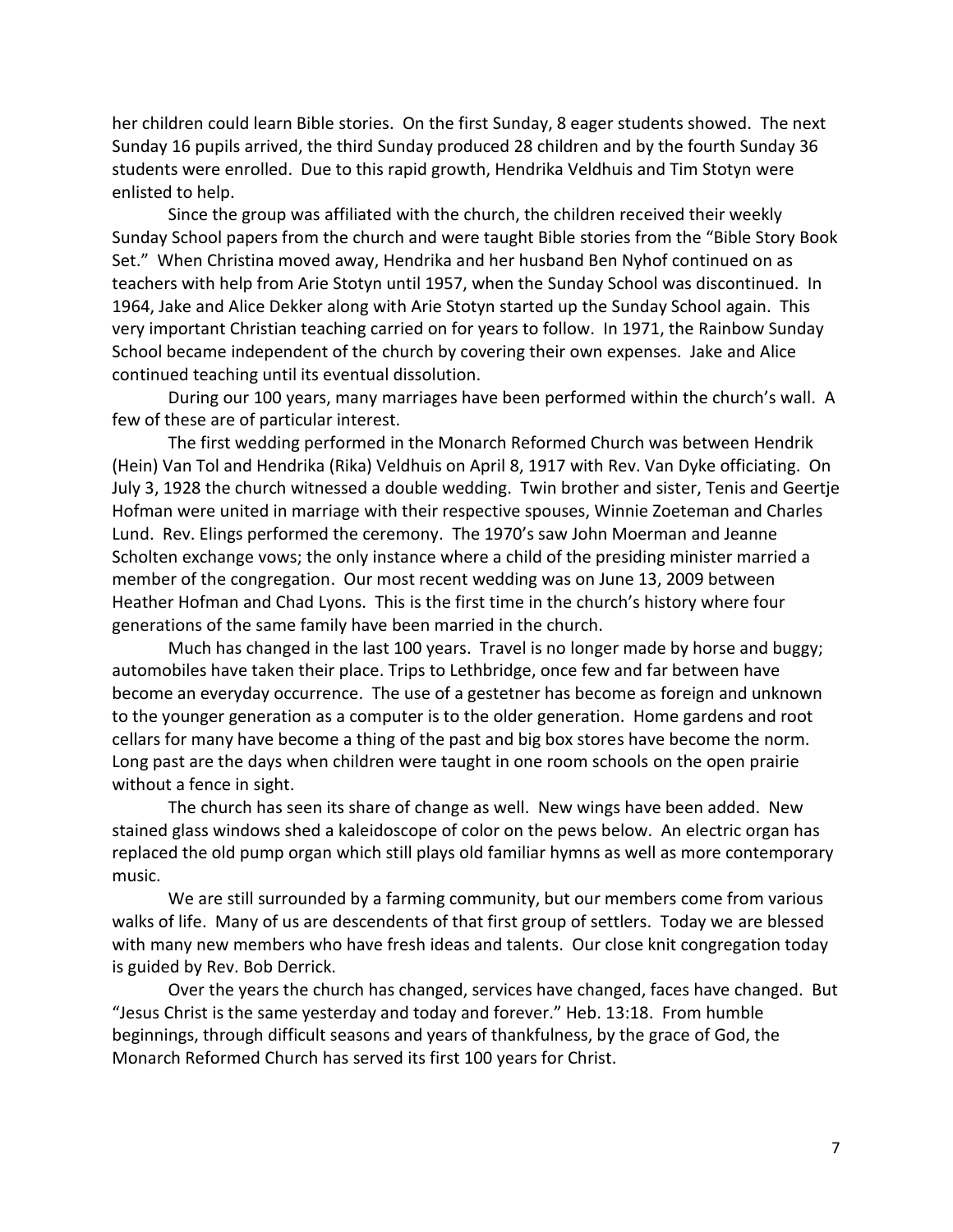her children could learn Bible stories. On the first Sunday, 8 eager students showed. The next Sunday 16 pupils arrived, the third Sunday produced 28 children and by the fourth Sunday 36 students were enrolled. Due to this rapid growth, Hendrika Veldhuis and Tim Stotyn were enlisted to help.

Since the group was affiliated with the church, the children received their weekly Sunday School papers from the church and were taught Bible stories from the "Bible Story Book Set." When Christina moved away, Hendrika and her husband Ben Nyhof continued on as teachers with help from Arie Stotyn until 1957, when the Sunday School was discontinued. In 1964, Jake and Alice Dekker along with Arie Stotyn started up the Sunday School again. This very important Christian teaching carried on for years to follow. In 1971, the Rainbow Sunday School became independent of the church by covering their own expenses. Jake and Alice continued teaching until its eventual dissolution.

During our 100 years, many marriages have been performed within the church's wall. A few of these are of particular interest.

The first wedding performed in the Monarch Reformed Church was between Hendrik (Hein) Van Tol and Hendrika (Rika) Veldhuis on April 8, 1917 with Rev. Van Dyke officiating. On July 3, 1928 the church witnessed a double wedding. Twin brother and sister, Tenis and Geertje Hofman were united in marriage with their respective spouses, Winnie Zoeteman and Charles Lund. Rev. Elings performed the ceremony. The 1970's saw John Moerman and Jeanne Scholten exchange vows; the only instance where a child of the presiding minister married a member of the congregation. Our most recent wedding was on June 13, 2009 between Heather Hofman and Chad Lyons. This is the first time in the church's history where four generations of the same family have been married in the church.

Much has changed in the last 100 years. Travel is no longer made by horse and buggy; automobiles have taken their place. Trips to Lethbridge, once few and far between have become an everyday occurrence. The use of a gestetner has become as foreign and unknown to the younger generation as a computer is to the older generation. Home gardens and root cellars for many have become a thing of the past and big box stores have become the norm. Long past are the days when children were taught in one room schools on the open prairie without a fence in sight.

The church has seen its share of change as well. New wings have been added. New stained glass windows shed a kaleidoscope of color on the pews below. An electric organ has replaced the old pump organ which still plays old familiar hymns as well as more contemporary music.

We are still surrounded by a farming community, but our members come from various walks of life. Many of us are descendents of that first group of settlers. Today we are blessed with many new members who have fresh ideas and talents. Our close knit congregation today is guided by Rev. Bob Derrick.

Over the years the church has changed, services have changed, faces have changed. But "Jesus Christ is the same yesterday and today and forever." Heb. 13:18. From humble beginnings, through difficult seasons and years of thankfulness, by the grace of God, the Monarch Reformed Church has served its first 100 years for Christ.